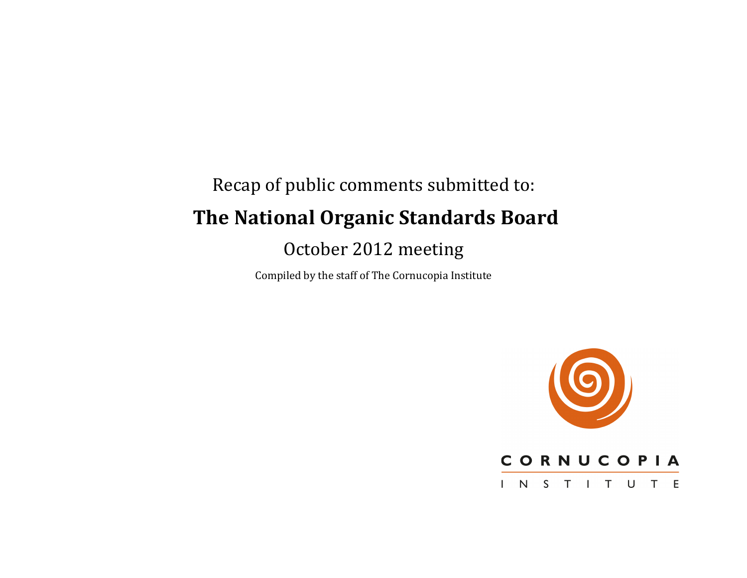Recap of public comments submitted to:

# The National Organic Standards Board

October 2012 meeting

Compiled by the staff of The Cornucopia Institute

CORNUCOPIA

INSTITUTE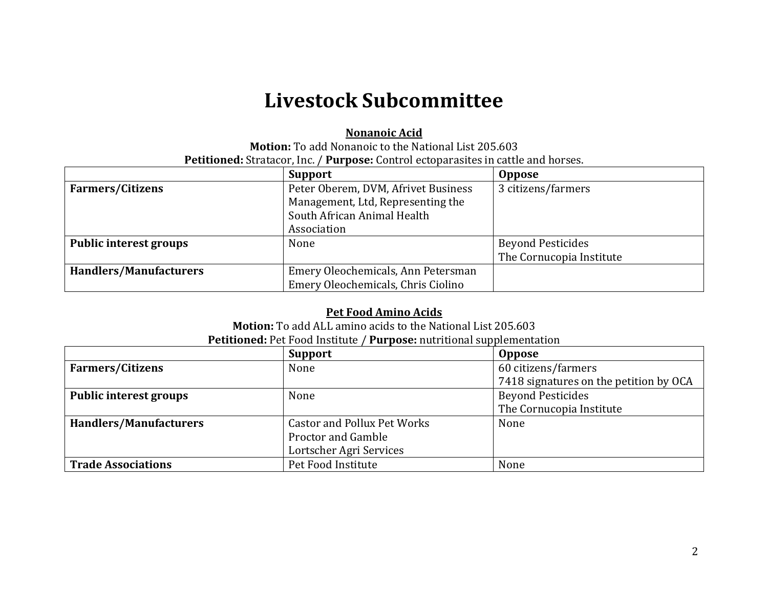# Livestock Subcommittee

**Nonanoic Acid**

**Motion:** To add Nonanoic to the National List 205.603

**Petitioned:** Stratacor, Inc. / **Purpose:** Control ectoparasites in cattle and horses.

| | Support | Oppose |
|---|---|---|
| **Farmers/Citizens** | Peter Oberem, DVM, Afrivet Business Management, Ltd, Representing the South African Animal Health Association | 3 citizens/farmers |
| **Public interest groups** | None | Beyond Pesticides<br>The Cornucopia Institute |
| **Handlers/Manufacturers** | Emery Oleochemicals, Ann Petersman<br>Emery Oleochemicals, Chris Ciolino | |

**Pet Food Amino Acids**

**Motion:** To add ALL amino acids to the National List 205.603

**Petitioned:** Pet Food Institute / **Purpose:** nutritional supplementation

| | Support | Oppose |
|---|---|---|
| **Farmers/Citizens** | None | 60 citizens/farmers<br>7418 signatures on the petition by OCA |
| **Public interest groups** | None | Beyond Pesticides<br>The Cornucopia Institute |
| **Handlers/Manufacturers** | Castor and Pollux Pet Works<br>Proctor and Gamble<br>Lortscher Agri Services | None |
| **Trade Associations** | Pet Food Institute | None |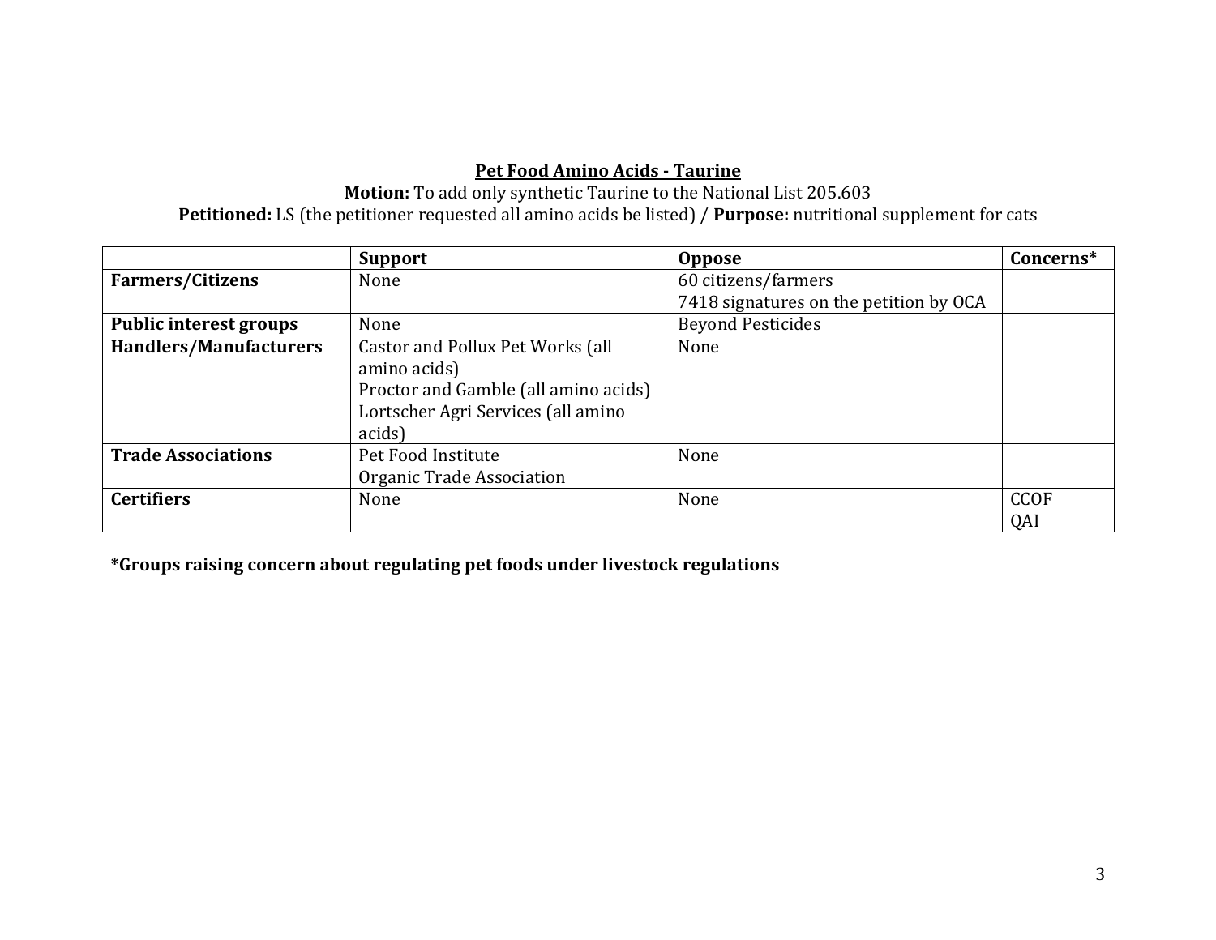**Pet Food Amino Acids - Taurine**

**Motion:** To add only synthetic Taurine to the National List 205.603

**Petitioned:** LS (the petitioner requested all amino acids be listed) / **Purpose:** nutritional supplement for cats

| | Support | Oppose | Concerns* |
|---|---|---|---|
| **Farmers/Citizens** | None | 60 citizens/farmers<br>7418 signatures on the petition by OCA | |
| **Public interest groups** | None | Beyond Pesticides | |
| **Handlers/Manufacturers** | Castor and Pollux Pet Works (all amino acids)<br>Proctor and Gamble (all amino acids)<br>Lortscher Agri Services (all amino acids) | None | |
| **Trade Associations** | Pet Food Institute<br>Organic Trade Association | None | |
| **Certifiers** | None | None | CCOF<br>QAI |

**\*Groups raising concern about regulating pet foods under livestock regulations**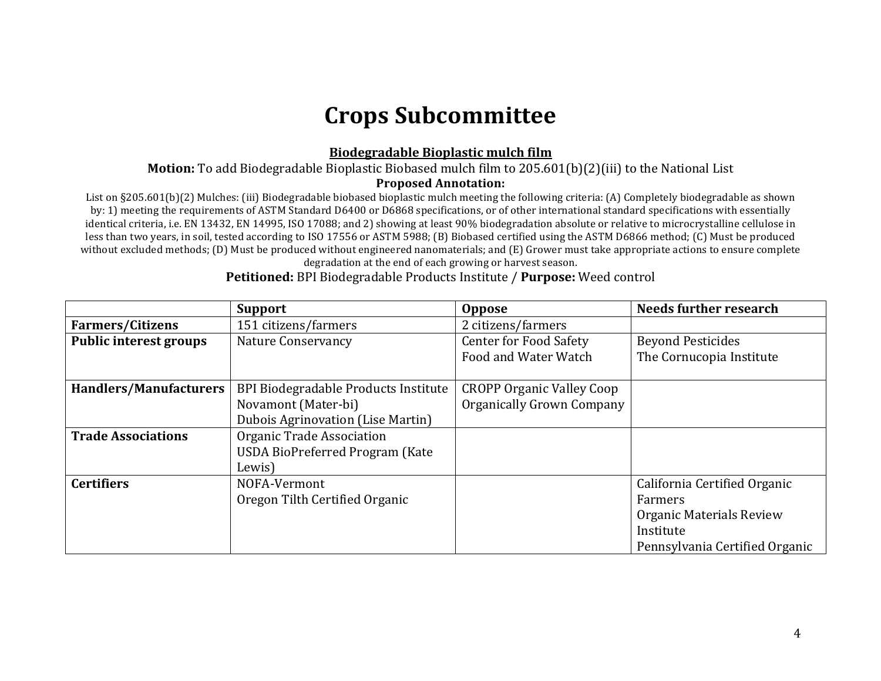# Crops Subcommittee

**Biodegradable Bioplastic mulch film**

**Motion:** To add Biodegradable Bioplastic Biobased mulch film to 205.601(b)(2)(iii) to the National List

**Proposed Annotation:**

List on §205.601(b)(2) Mulches: (iii) Biodegradable biobased bioplastic mulch meeting the following criteria: (A) Completely biodegradable as shown by: 1) meeting the requirements of ASTM Standard D6400 or D6868 specifications, or of other international standard specifications with essentially identical criteria, i.e. EN 13432, EN 14995, ISO 17088; and 2) showing at least 90% biodegradation absolute or relative to microcrystalline cellulose in less than two years, in soil, tested according to ISO 17556 or ASTM 5988; (B) Biobased certified using the ASTM D6866 method; (C) Must be produced without excluded methods; (D) Must be produced without engineered nanomaterials; and (E) Grower must take appropriate actions to ensure complete degradation at the end of each growing or harvest season.

**Petitioned:** BPI Biodegradable Products Institute / **Purpose:** Weed control

| | Support | Oppose | Needs further research |
|---|---|---|---|
| **Farmers/Citizens** | 151 citizens/farmers | 2 citizens/farmers | |
| **Public interest groups** | Nature Conservancy | Center for Food Safety<br>Food and Water Watch | Beyond Pesticides<br>The Cornucopia Institute |
| **Handlers/Manufacturers** | BPI Biodegradable Products Institute<br>Novamont (Mater-bi)<br>Dubois Agrinovation (Lise Martin) | CROPP Organic Valley Coop<br>Organically Grown Company | |
| **Trade Associations** | Organic Trade Association<br>USDA BioPreferred Program (Kate Lewis) | | |
| **Certifiers** | NOFA-Vermont<br>Oregon Tilth Certified Organic | | California Certified Organic Farmers<br>Organic Materials Review Institute<br>Pennsylvania Certified Organic |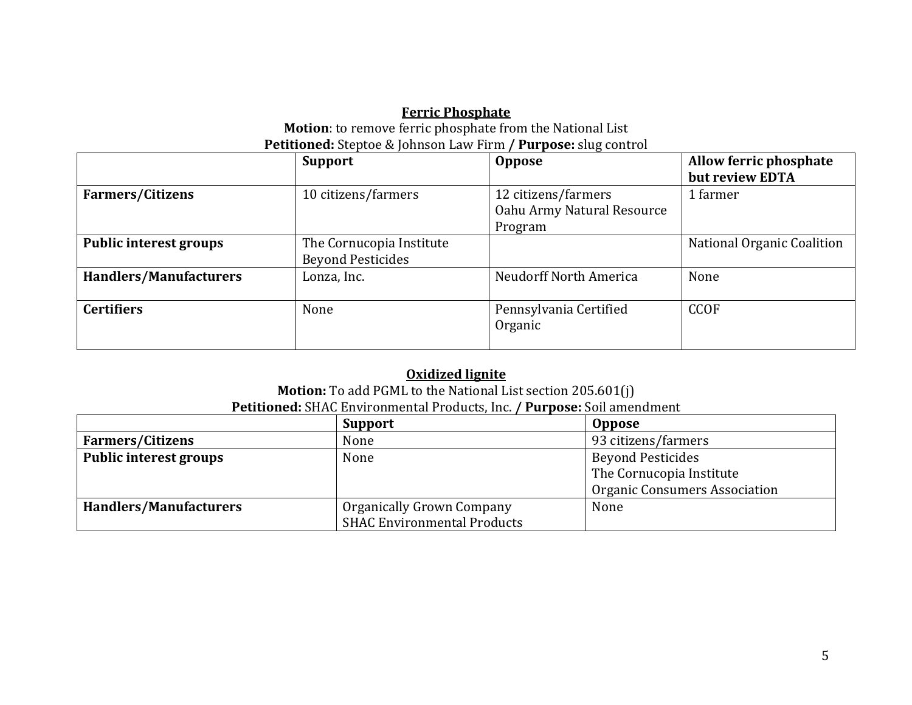**Ferric Phosphate**

**Motion**: to remove ferric phosphate from the National List

**Petitioned:** Steptoe & Johnson Law Firm **/ Purpose:** slug control

| | Support | Oppose | Allow ferric phosphate but review EDTA |
|---|---|---|---|
| **Farmers/Citizens** | 10 citizens/farmers | 12 citizens/farmers<br>Oahu Army Natural Resource Program | 1 farmer |
| **Public interest groups** | The Cornucopia Institute<br>Beyond Pesticides | | National Organic Coalition |
| **Handlers/Manufacturers** | Lonza, Inc. | Neudorff North America | None |
| **Certifiers** | None | Pennsylvania Certified Organic | CCOF |

**Oxidized lignite**

**Motion:** To add PGML to the National List section 205.601(j)

**Petitioned:** SHAC Environmental Products, Inc. **/ Purpose:** Soil amendment

| | Support | Oppose |
|---|---|---|
| **Farmers/Citizens** | None | 93 citizens/farmers |
| **Public interest groups** | None | Beyond Pesticides<br>The Cornucopia Institute<br>Organic Consumers Association |
| **Handlers/Manufacturers** | Organically Grown Company<br>SHAC Environmental Products | None |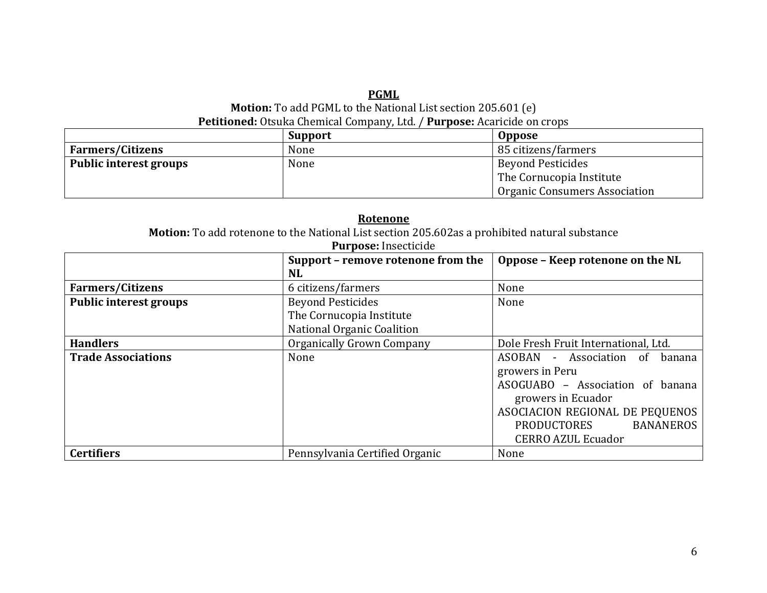**PGML**

**Motion:** To add PGML to the National List section 205.601 (e)

**Petitioned:** Otsuka Chemical Company, Ltd. / **Purpose:** Acaricide on crops

| | **Support** | **Oppose** |
|---|---|---|
| **Farmers/Citizens** | None | 85 citizens/farmers |
| **Public interest groups** | None | Beyond Pesticides<br>The Cornucopia Institute<br>Organic Consumers Association |

**Rotenone**

**Motion:** To add rotenone to the National List section 205.602as a prohibited natural substance

**Purpose:** Insecticide

| | **Support – remove rotenone from the NL** | **Oppose – Keep rotenone on the NL** |
|---|---|---|
| **Farmers/Citizens** | 6 citizens/farmers | None |
| **Public interest groups** | Beyond Pesticides<br>The Cornucopia Institute<br>National Organic Coalition | None |
| **Handlers** | Organically Grown Company | Dole Fresh Fruit International, Ltd. |
| **Trade Associations** | None | ASOBAN - Association of banana growers in Peru<br>ASOGUABO – Association of banana growers in Ecuador<br>ASOCIACION REGIONAL DE PEQUENOS PRODUCTORES BANANEROS CERRO AZUL Ecuador |
| **Certifiers** | Pennsylvania Certified Organic | None |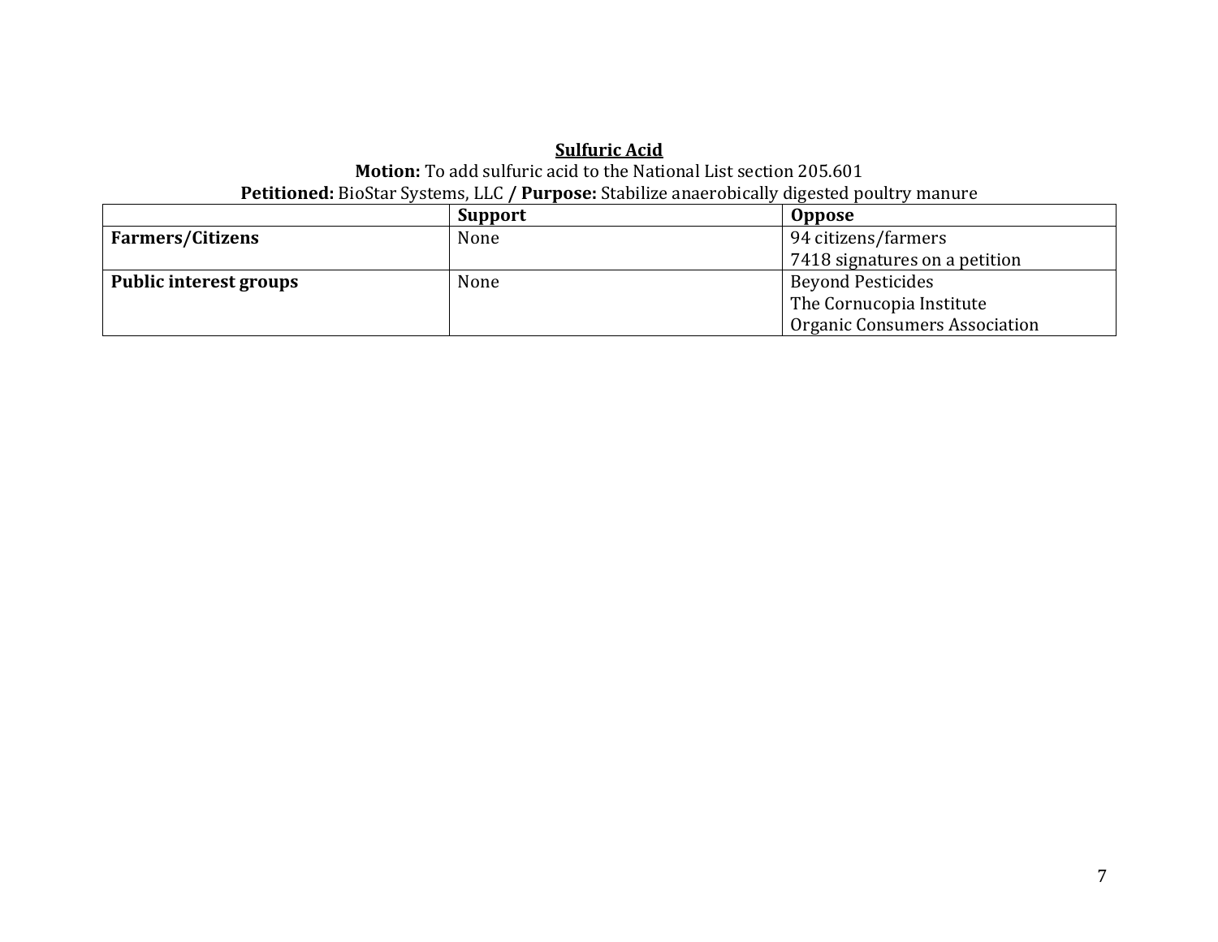**Sulfuric Acid**

**Motion:** To add sulfuric acid to the National List section 205.601

**Petitioned:** BioStar Systems, LLC **/ Purpose:** Stabilize anaerobically digested poultry manure

| | **Support** | **Oppose** |
|---|---|---|
| **Farmers/Citizens** | None | 94 citizens/farmers<br>7418 signatures on a petition |
| **Public interest groups** | None | Beyond Pesticides<br>The Cornucopia Institute<br>Organic Consumers Association |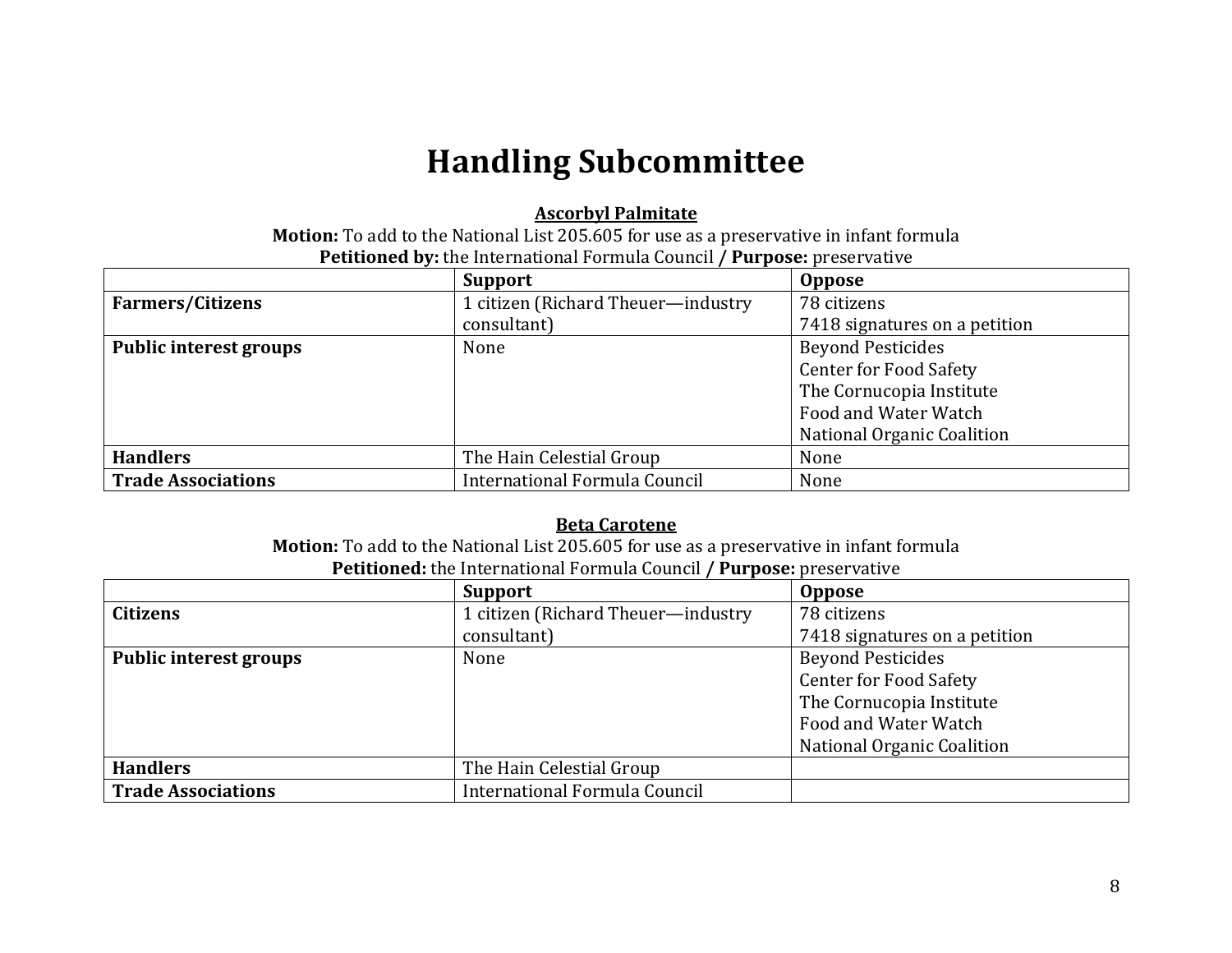# Handling Subcommittee

**Ascorbyl Palmitate**

**Motion:** To add to the National List 205.605 for use as a preservative in infant formula

**Petitioned by:** the International Formula Council **/ Purpose:** preservative

| | Support | Oppose |
|---|---|---|
| **Farmers/Citizens** | 1 citizen (Richard Theuer—industry consultant) | 78 citizens<br>7418 signatures on a petition |
| **Public interest groups** | None | Beyond Pesticides<br>Center for Food Safety<br>The Cornucopia Institute<br>Food and Water Watch<br>National Organic Coalition |
| **Handlers** | The Hain Celestial Group | None |
| **Trade Associations** | International Formula Council | None |

**Beta Carotene**

**Motion:** To add to the National List 205.605 for use as a preservative in infant formula

**Petitioned:** the International Formula Council **/ Purpose:** preservative

| | Support | Oppose |
|---|---|---|
| **Citizens** | 1 citizen (Richard Theuer—industry consultant) | 78 citizens<br>7418 signatures on a petition |
| **Public interest groups** | None | Beyond Pesticides<br>Center for Food Safety<br>The Cornucopia Institute<br>Food and Water Watch<br>National Organic Coalition |
| **Handlers** | The Hain Celestial Group | |
| **Trade Associations** | International Formula Council | |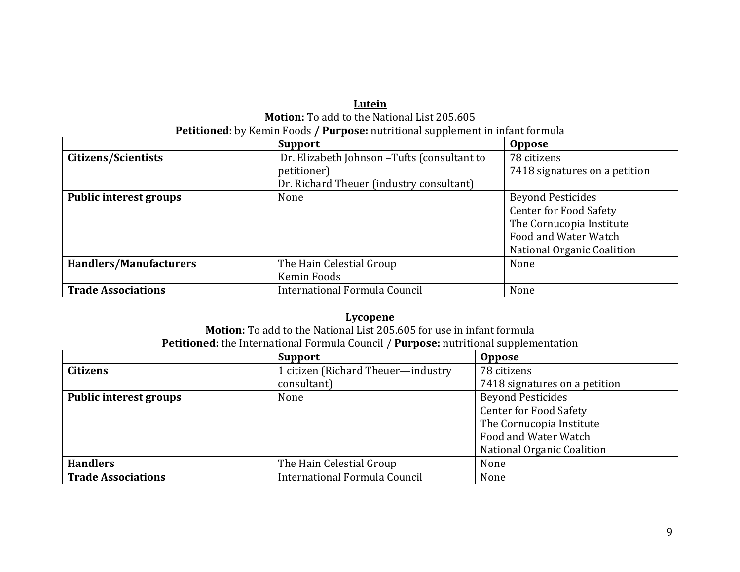**Lutein**

**Motion:** To add to the National List 205.605

**Petitioned**: by Kemin Foods **/ Purpose:** nutritional supplement in infant formula

| | **Support** | **Oppose** |
|---|---|---|
| **Citizens/Scientists** | Dr. Elizabeth Johnson –Tufts (consultant to petitioner)<br>Dr. Richard Theuer (industry consultant) | 78 citizens<br>7418 signatures on a petition |
| **Public interest groups** | None | Beyond Pesticides<br>Center for Food Safety<br>The Cornucopia Institute<br>Food and Water Watch<br>National Organic Coalition |
| **Handlers/Manufacturers** | The Hain Celestial Group<br>Kemin Foods | None |
| **Trade Associations** | International Formula Council | None |

**Lycopene**

**Motion:** To add to the National List 205.605 for use in infant formula

**Petitioned:** the International Formula Council **/ Purpose:** nutritional supplementation

| | **Support** | **Oppose** |
|---|---|---|
| **Citizens** | 1 citizen (Richard Theuer—industry consultant) | 78 citizens<br>7418 signatures on a petition |
| **Public interest groups** | None | Beyond Pesticides<br>Center for Food Safety<br>The Cornucopia Institute<br>Food and Water Watch<br>National Organic Coalition |
| **Handlers** | The Hain Celestial Group | None |
| **Trade Associations** | International Formula Council | None |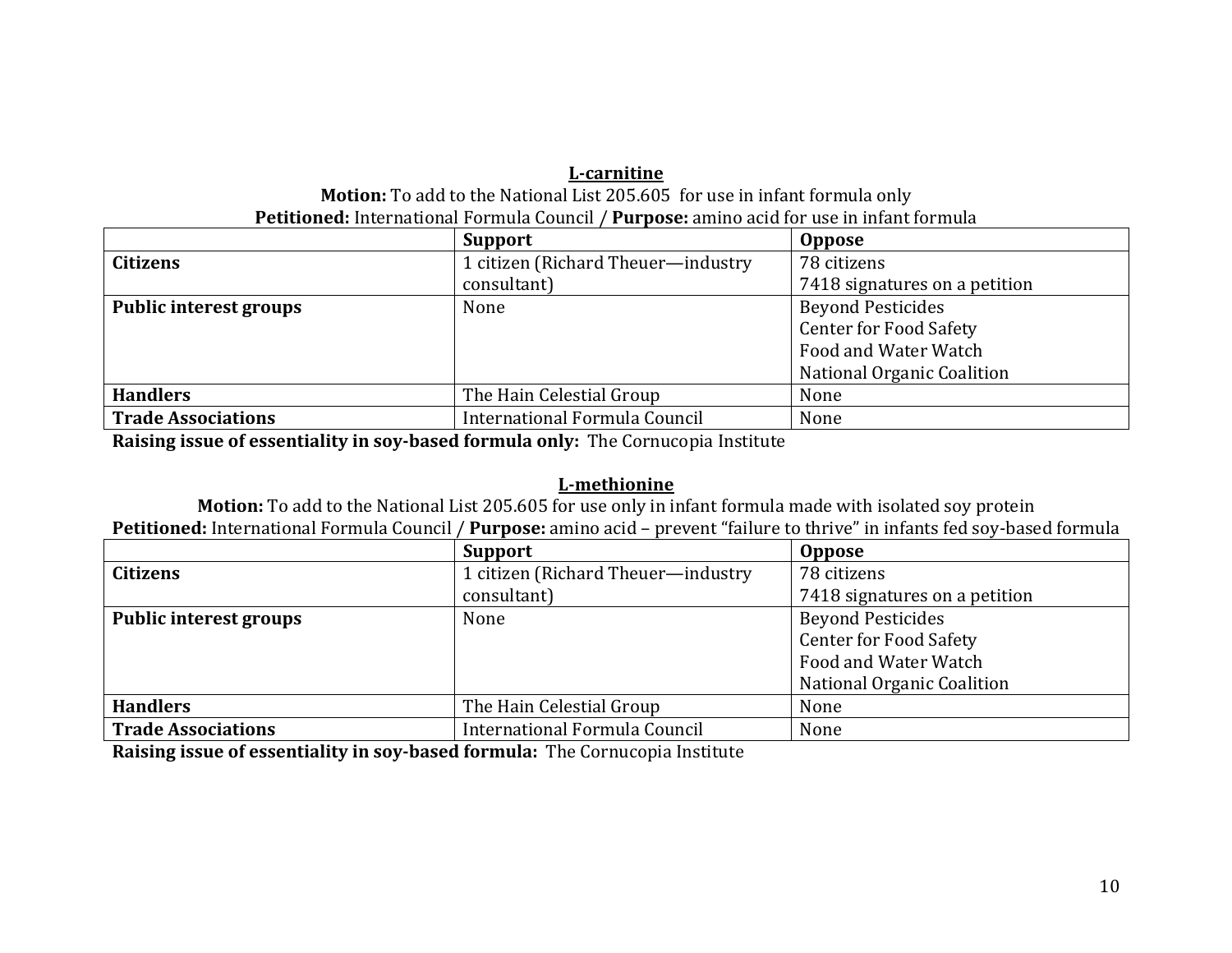**L-carnitine**

**Motion:** To add to the National List 205.605 for use in infant formula only

**Petitioned:** International Formula Council / **Purpose:** amino acid for use in infant formula

| | **Support** | **Oppose** |
|---|---|---|
| **Citizens** | 1 citizen (Richard Theuer—industry consultant) | 78 citizens<br>7418 signatures on a petition |
| **Public interest groups** | None | Beyond Pesticides<br>Center for Food Safety<br>Food and Water Watch<br>National Organic Coalition |
| **Handlers** | The Hain Celestial Group | None |
| **Trade Associations** | International Formula Council | None |

**Raising issue of essentiality in soy-based formula only:** The Cornucopia Institute

**L-methionine**

**Motion:** To add to the National List 205.605 for use only in infant formula made with isolated soy protein

**Petitioned:** International Formula Council / **Purpose:** amino acid – prevent "failure to thrive" in infants fed soy-based formula

| | **Support** | **Oppose** |
|---|---|---|
| **Citizens** | 1 citizen (Richard Theuer—industry consultant) | 78 citizens<br>7418 signatures on a petition |
| **Public interest groups** | None | Beyond Pesticides<br>Center for Food Safety<br>Food and Water Watch<br>National Organic Coalition |
| **Handlers** | The Hain Celestial Group | None |
| **Trade Associations** | International Formula Council | None |

**Raising issue of essentiality in soy-based formula:** The Cornucopia Institute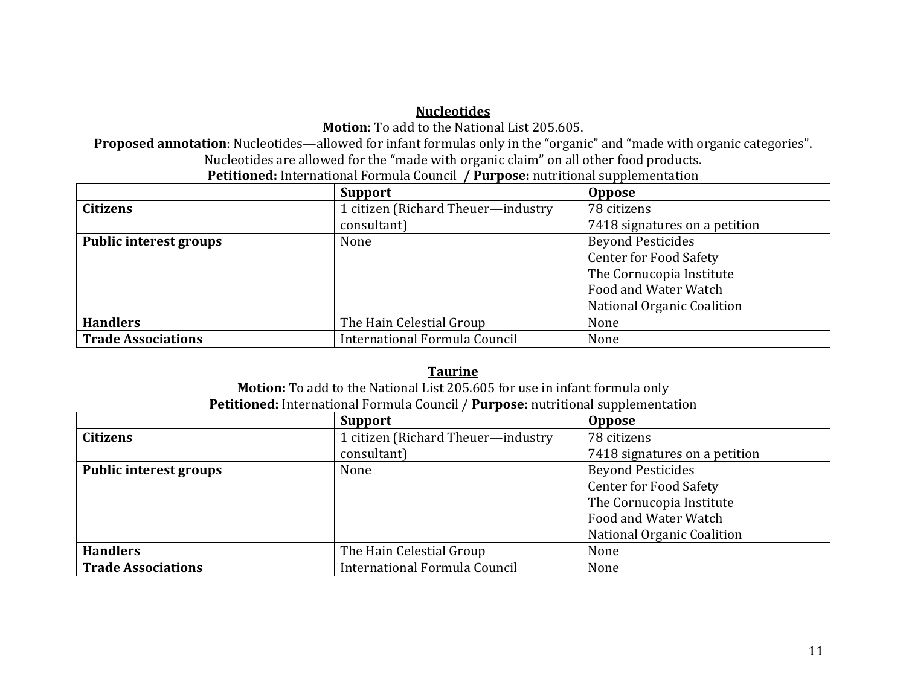**Nucleotides**

**Motion:** To add to the National List 205.605.

**Proposed annotation**: Nucleotides—allowed for infant formulas only in the "organic" and "made with organic categories". Nucleotides are allowed for the "made with organic claim" on all other food products.

**Petitioned:** International Formula Council **/ Purpose:** nutritional supplementation

| | Support | Oppose |
|---|---|---|
| **Citizens** | 1 citizen (Richard Theuer—industry consultant) | 78 citizens<br>7418 signatures on a petition |
| **Public interest groups** | None | Beyond Pesticides<br>Center for Food Safety<br>The Cornucopia Institute<br>Food and Water Watch<br>National Organic Coalition |
| **Handlers** | The Hain Celestial Group | None |
| **Trade Associations** | International Formula Council | None |

**Taurine**

**Motion:** To add to the National List 205.605 for use in infant formula only

**Petitioned:** International Formula Council / **Purpose:** nutritional supplementation

| | Support | Oppose |
|---|---|---|
| **Citizens** | 1 citizen (Richard Theuer—industry consultant) | 78 citizens<br>7418 signatures on a petition |
| **Public interest groups** | None | Beyond Pesticides<br>Center for Food Safety<br>The Cornucopia Institute<br>Food and Water Watch<br>National Organic Coalition |
| **Handlers** | The Hain Celestial Group | None |
| **Trade Associations** | International Formula Council | None |